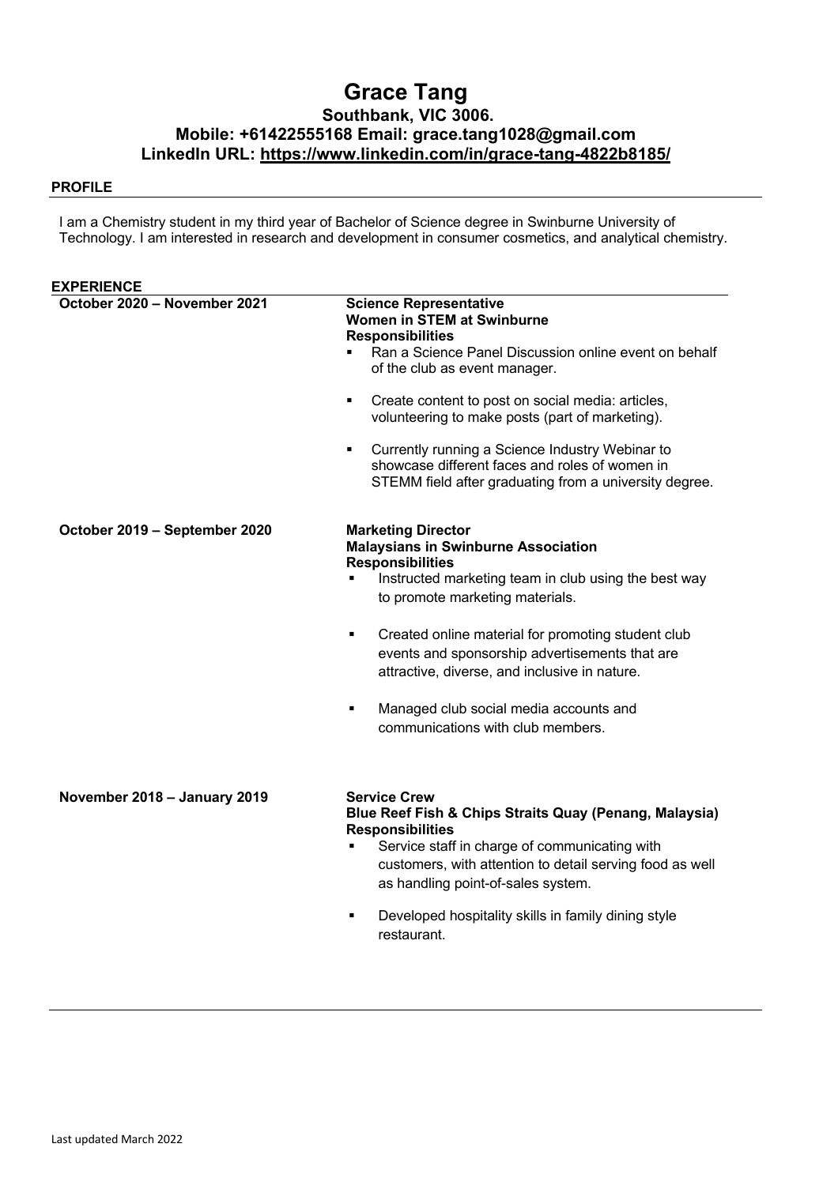# Grace Tang

### Southbank, VIC 3006.

### Mobile: +61422555168 Email: grace.tang1028@gmail.com

### LinkedIn URL: https://www.linkedin.com/in/grace-tang-4822b8185/

## PROFILE

I am a Chemistry student in my third year of Bachelor of Science degree in Swinburne University of Technology. I am interested in research and development in consumer cosmetics, and analytical chemistry.

## EXPERIENCE

**October 2020 – November 2021**

**Science Representative**
**Women in STEM at Swinburne**
**Responsibilities**

- Ran a Science Panel Discussion online event on behalf of the club as event manager.
- Create content to post on social media: articles, volunteering to make posts (part of marketing).
- Currently running a Science Industry Webinar to showcase different faces and roles of women in STEMM field after graduating from a university degree.

**October 2019 – September 2020**

**Marketing Director**
**Malaysians in Swinburne Association**
**Responsibilities**

- Instructed marketing team in club using the best way to promote marketing materials.
- Created online material for promoting student club events and sponsorship advertisements that are attractive, diverse, and inclusive in nature.
- Managed club social media accounts and communications with club members.

**November 2018 – January 2019**

**Service Crew**
**Blue Reef Fish & Chips Straits Quay (Penang, Malaysia)**
**Responsibilities**

- Service staff in charge of communicating with customers, with attention to detail serving food as well as handling point-of-sales system.
- Developed hospitality skills in family dining style restaurant.

Last updated March 2022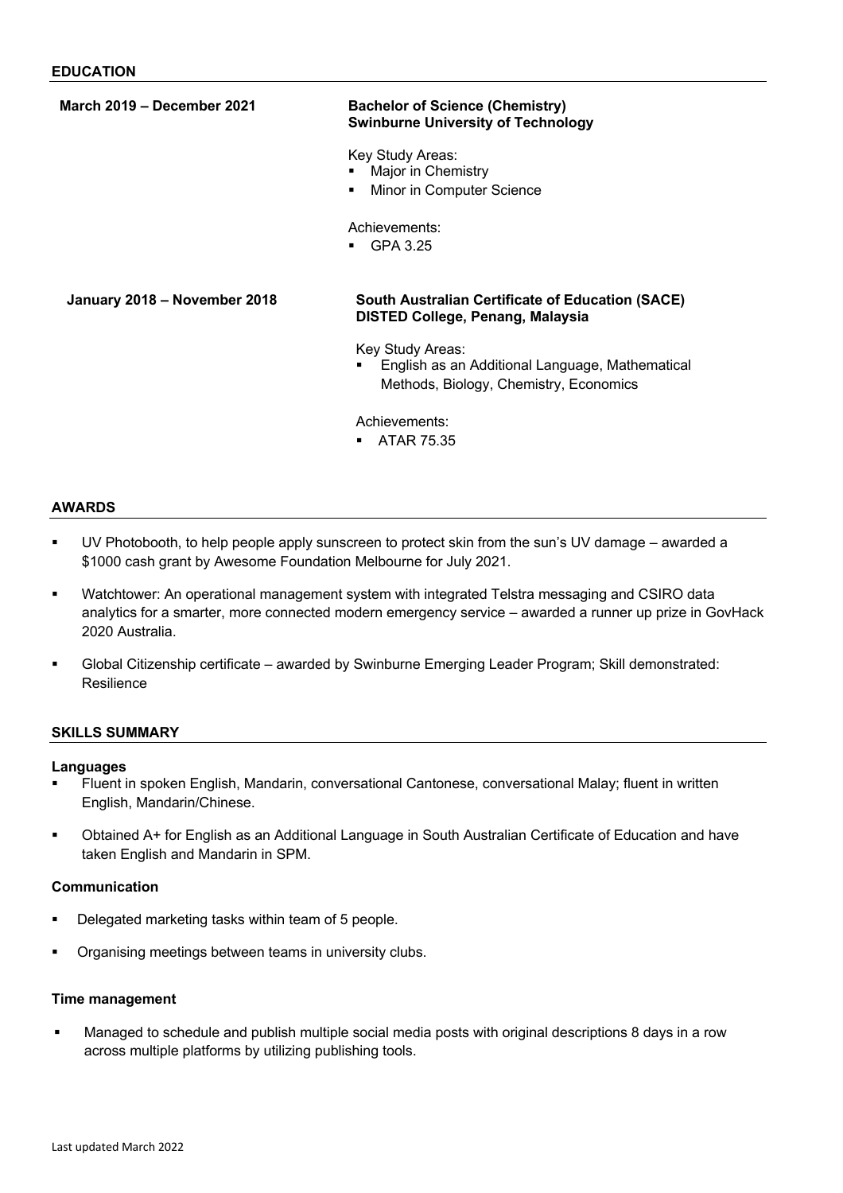## EDUCATION

**March 2019 – December 2021**

**Bachelor of Science (Chemistry)**
**Swinburne University of Technology**

Key Study Areas:
- Major in Chemistry
- Minor in Computer Science

Achievements:
- GPA 3.25

**January 2018 – November 2018**

**South Australian Certificate of Education (SACE)**
**DISTED College, Penang, Malaysia**

Key Study Areas:
- English as an Additional Language, Mathematical Methods, Biology, Chemistry, Economics

Achievements:
- ATAR 75.35

## AWARDS

- UV Photobooth, to help people apply sunscreen to protect skin from the sun's UV damage – awarded a $1000 cash grant by Awesome Foundation Melbourne for July 2021.
- Watchtower: An operational management system with integrated Telstra messaging and CSIRO data analytics for a smarter, more connected modern emergency service – awarded a runner up prize in GovHack 2020 Australia.
- Global Citizenship certificate – awarded by Swinburne Emerging Leader Program; Skill demonstrated: Resilience

## SKILLS SUMMARY

### Languages

- Fluent in spoken English, Mandarin, conversational Cantonese, conversational Malay; fluent in written English, Mandarin/Chinese.
- Obtained A+ for English as an Additional Language in South Australian Certificate of Education and have taken English and Mandarin in SPM.

### Communication

- Delegated marketing tasks within team of 5 people.
- Organising meetings between teams in university clubs.

### Time management

- Managed to schedule and publish multiple social media posts with original descriptions 8 days in a row across multiple platforms by utilizing publishing tools.

Last updated March 2022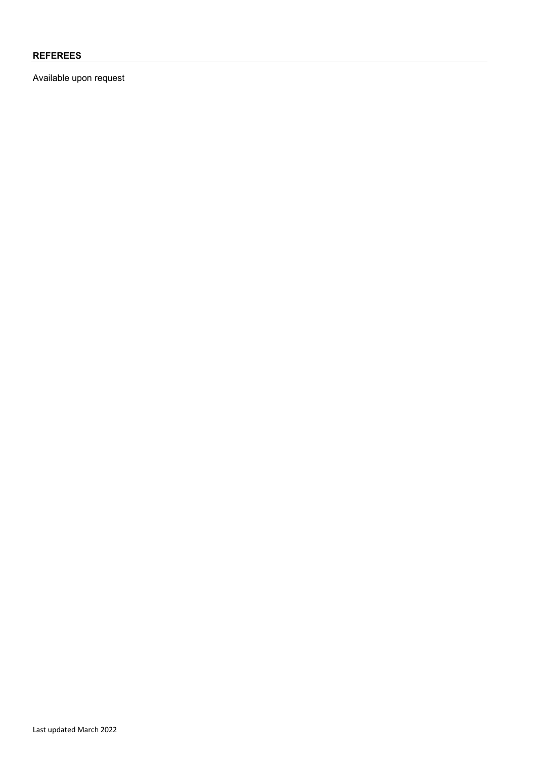## REFEREES

Available upon request

Last updated March 2022